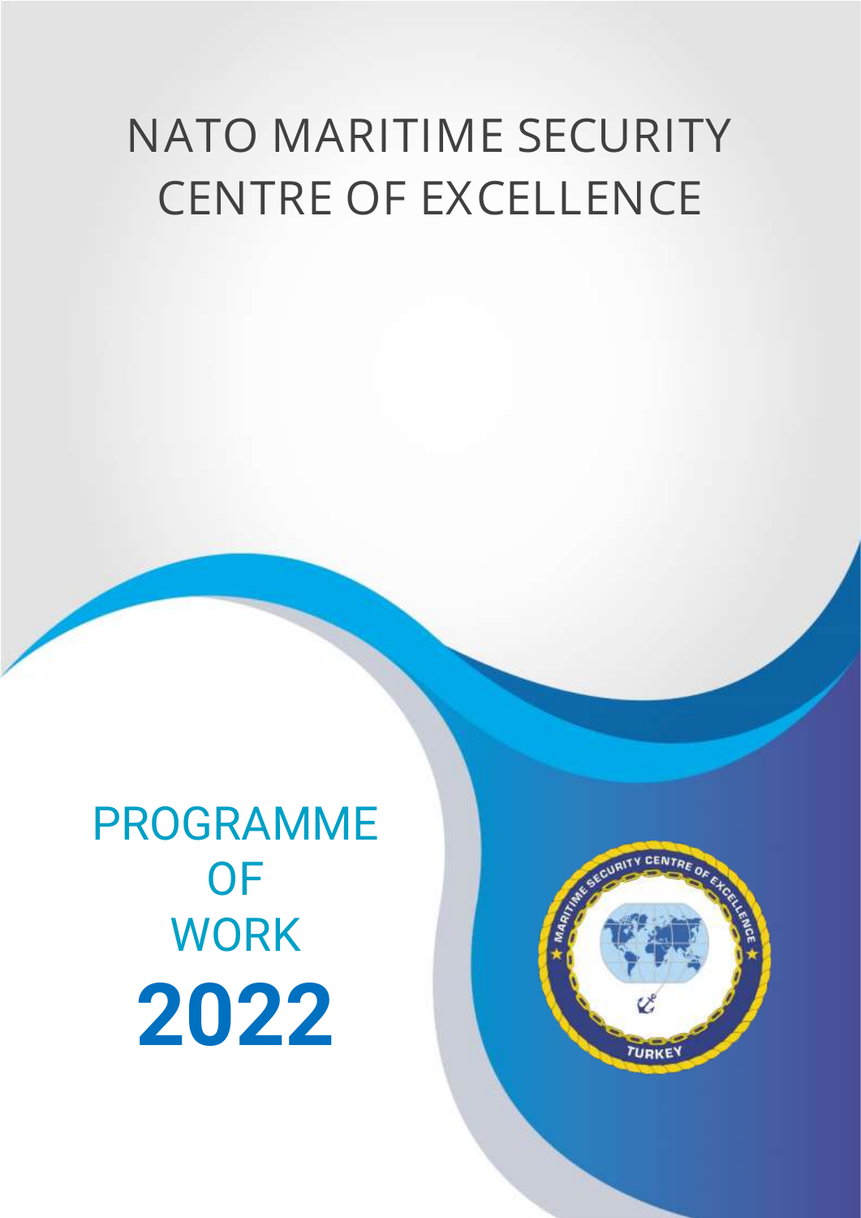# NATO MARITIME SECURITY CENTRE OF EXCELLENCE

# PROGRAMME OF WORK 2022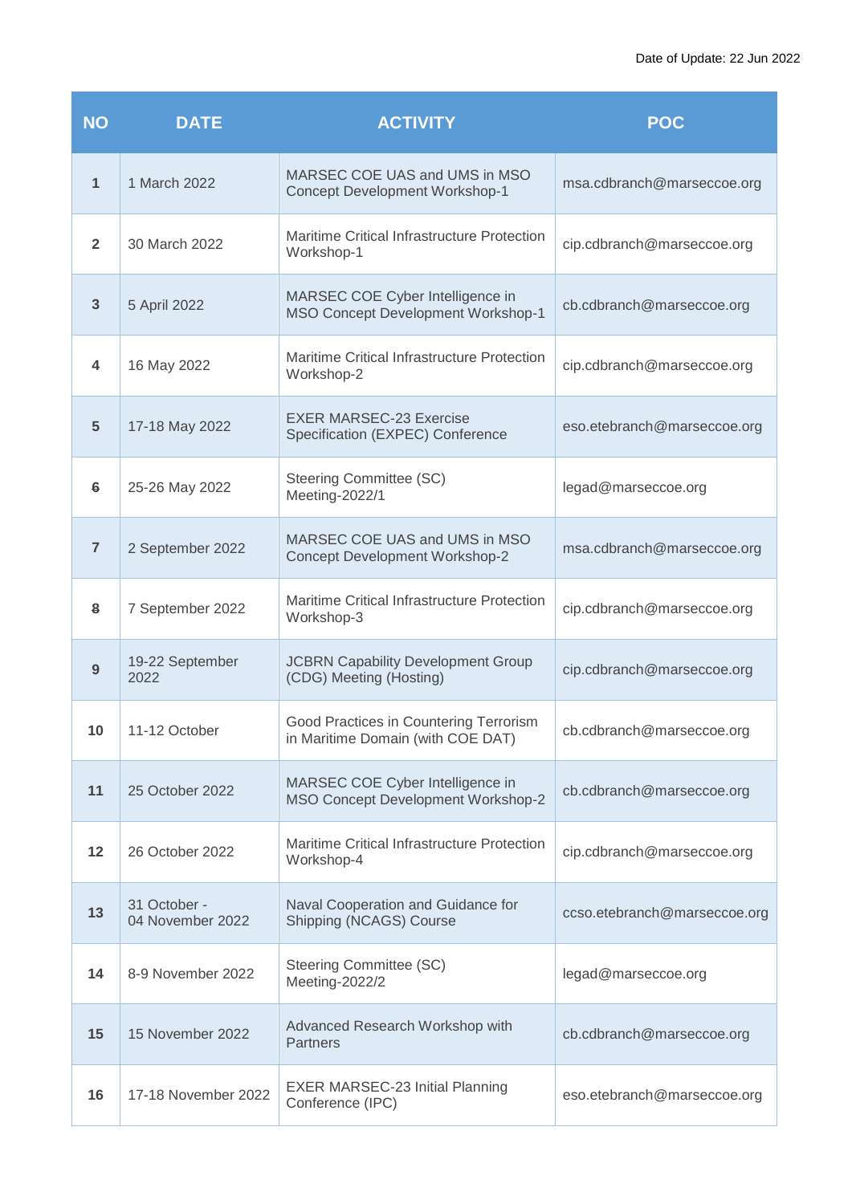Date of Update: 22 Jun 2022

| NO | DATE | ACTIVITY | POC |
|---|---|---|---|
| 1 | 1 March 2022 | MARSEC COE UAS and UMS in MSO Concept Development Workshop-1 | msa.cdbranch@marseccoe.org |
| 2 | 30 March 2022 | Maritime Critical Infrastructure Protection Workshop-1 | cip.cdbranch@marseccoe.org |
| 3 | 5 April 2022 | MARSEC COE Cyber Intelligence in MSO Concept Development Workshop-1 | cb.cdbranch@marseccoe.org |
| 4 | 16 May 2022 | Maritime Critical Infrastructure Protection Workshop-2 | cip.cdbranch@marseccoe.org |
| 5 | 17-18 May 2022 | EXER MARSEC-23 Exercise Specification (EXPEC) Conference | eso.etebranch@marseccoe.org |
| 6 | 25-26 May 2022 | Steering Committee (SC) Meeting-2022/1 | legad@marseccoe.org |
| 7 | 2 September 2022 | MARSEC COE UAS and UMS in MSO Concept Development Workshop-2 | msa.cdbranch@marseccoe.org |
| 8 | 7 September 2022 | Maritime Critical Infrastructure Protection Workshop-3 | cip.cdbranch@marseccoe.org |
| 9 | 19-22 September 2022 | JCBRN Capability Development Group (CDG) Meeting (Hosting) | cip.cdbranch@marseccoe.org |
| 10 | 11-12 October | Good Practices in Countering Terrorism in Maritime Domain (with COE DAT) | cb.cdbranch@marseccoe.org |
| 11 | 25 October 2022 | MARSEC COE Cyber Intelligence in MSO Concept Development Workshop-2 | cb.cdbranch@marseccoe.org |
| 12 | 26 October 2022 | Maritime Critical Infrastructure Protection Workshop-4 | cip.cdbranch@marseccoe.org |
| 13 | 31 October - 04 November 2022 | Naval Cooperation and Guidance for Shipping (NCAGS) Course | ccso.etebranch@marseccoe.org |
| 14 | 8-9 November 2022 | Steering Committee (SC) Meeting-2022/2 | legad@marseccoe.org |
| 15 | 15 November 2022 | Advanced Research Workshop with Partners | cb.cdbranch@marseccoe.org |
| 16 | 17-18 November 2022 | EXER MARSEC-23 Initial Planning Conference (IPC) | eso.etebranch@marseccoe.org |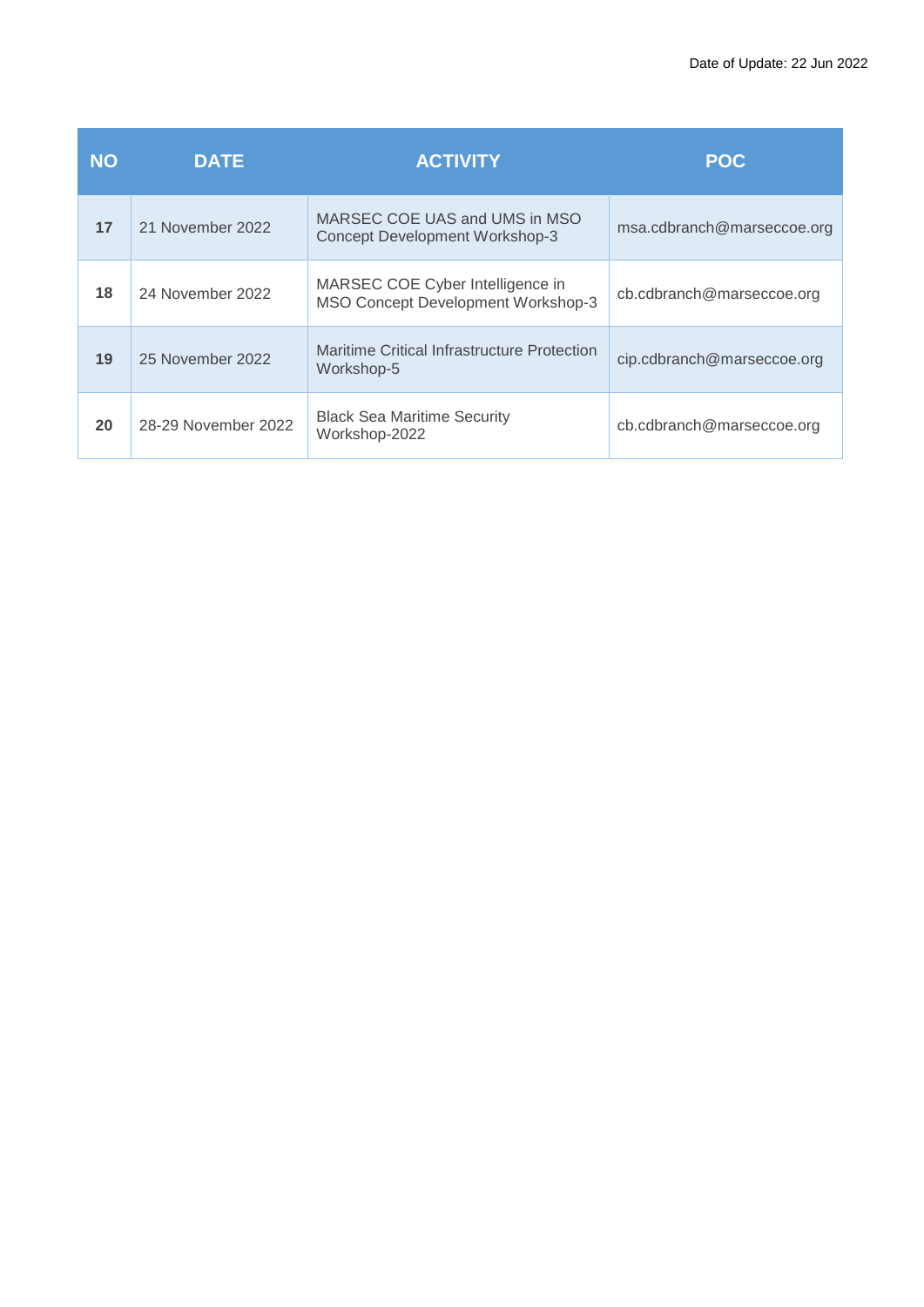Date of Update: 22 Jun 2022

| NO | DATE | ACTIVITY | POC |
|---|---|---|---|
| **17** | 21 November 2022 | MARSEC COE UAS and UMS in MSO Concept Development Workshop-3 | msa.cdbranch@marseccoe.org |
| **18** | 24 November 2022 | MARSEC COE Cyber Intelligence in MSO Concept Development Workshop-3 | cb.cdbranch@marseccoe.org |
| **19** | 25 November 2022 | Maritime Critical Infrastructure Protection Workshop-5 | cip.cdbranch@marseccoe.org |
| **20** | 28-29 November 2022 | Black Sea Maritime Security Workshop-2022 | cb.cdbranch@marseccoe.org |